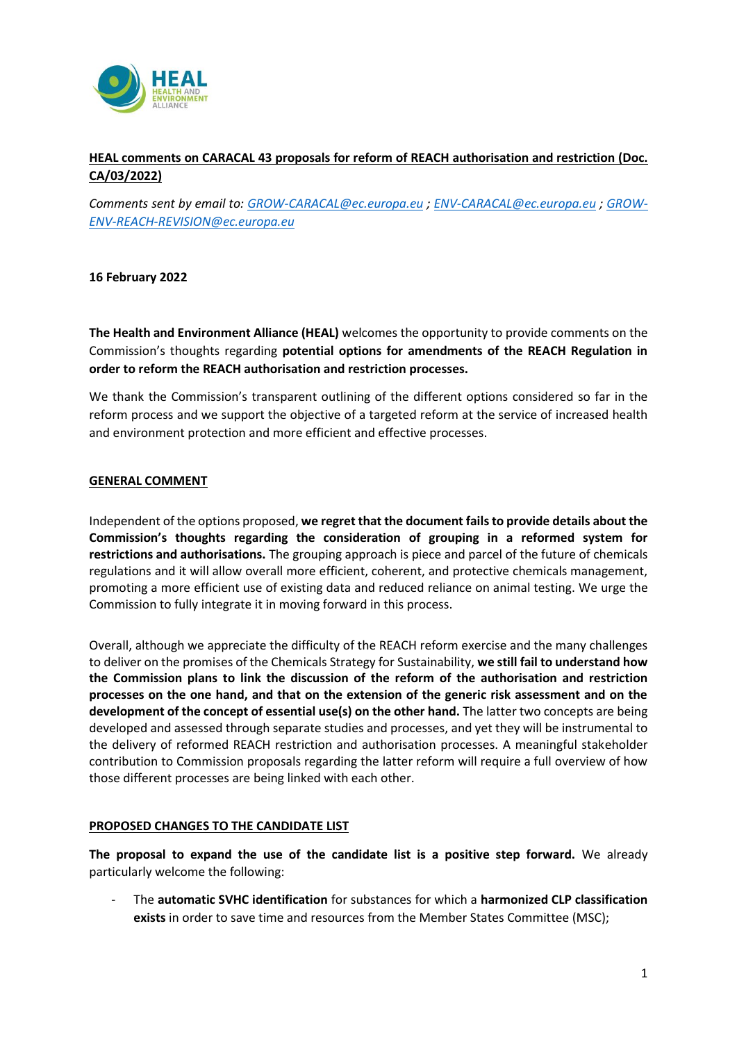**HEAL comments on CARACAL 43 proposals for reform of REACH authorisation and restriction (Doc. CA/03/2022)**

*Comments sent by email to: GROW-CARACAL@ec.europa.eu ; ENV-CARACAL@ec.europa.eu ; GROW-ENV-REACH-REVISION@ec.europa.eu*

**16 February 2022**

**The Health and Environment Alliance (HEAL)** welcomes the opportunity to provide comments on the Commission's thoughts regarding **potential options for amendments of the REACH Regulation in order to reform the REACH authorisation and restriction processes.**

We thank the Commission's transparent outlining of the different options considered so far in the reform process and we support the objective of a targeted reform at the service of increased health and environment protection and more efficient and effective processes.

## GENERAL COMMENT

Independent of the options proposed, **we regret that the document fails to provide details about the Commission's thoughts regarding the consideration of grouping in a reformed system for restrictions and authorisations.** The grouping approach is piece and parcel of the future of chemicals regulations and it will allow overall more efficient, coherent, and protective chemicals management, promoting a more efficient use of existing data and reduced reliance on animal testing. We urge the Commission to fully integrate it in moving forward in this process.

Overall, although we appreciate the difficulty of the REACH reform exercise and the many challenges to deliver on the promises of the Chemicals Strategy for Sustainability, **we still fail to understand how the Commission plans to link the discussion of the reform of the authorisation and restriction processes on the one hand, and that on the extension of the generic risk assessment and on the development of the concept of essential use(s) on the other hand.** The latter two concepts are being developed and assessed through separate studies and processes, and yet they will be instrumental to the delivery of reformed REACH restriction and authorisation processes. A meaningful stakeholder contribution to Commission proposals regarding the latter reform will require a full overview of how those different processes are being linked with each other.

## PROPOSED CHANGES TO THE CANDIDATE LIST

**The proposal to expand the use of the candidate list is a positive step forward.** We already particularly welcome the following:

- The **automatic SVHC identification** for substances for which a **harmonized CLP classification exists** in order to save time and resources from the Member States Committee (MSC);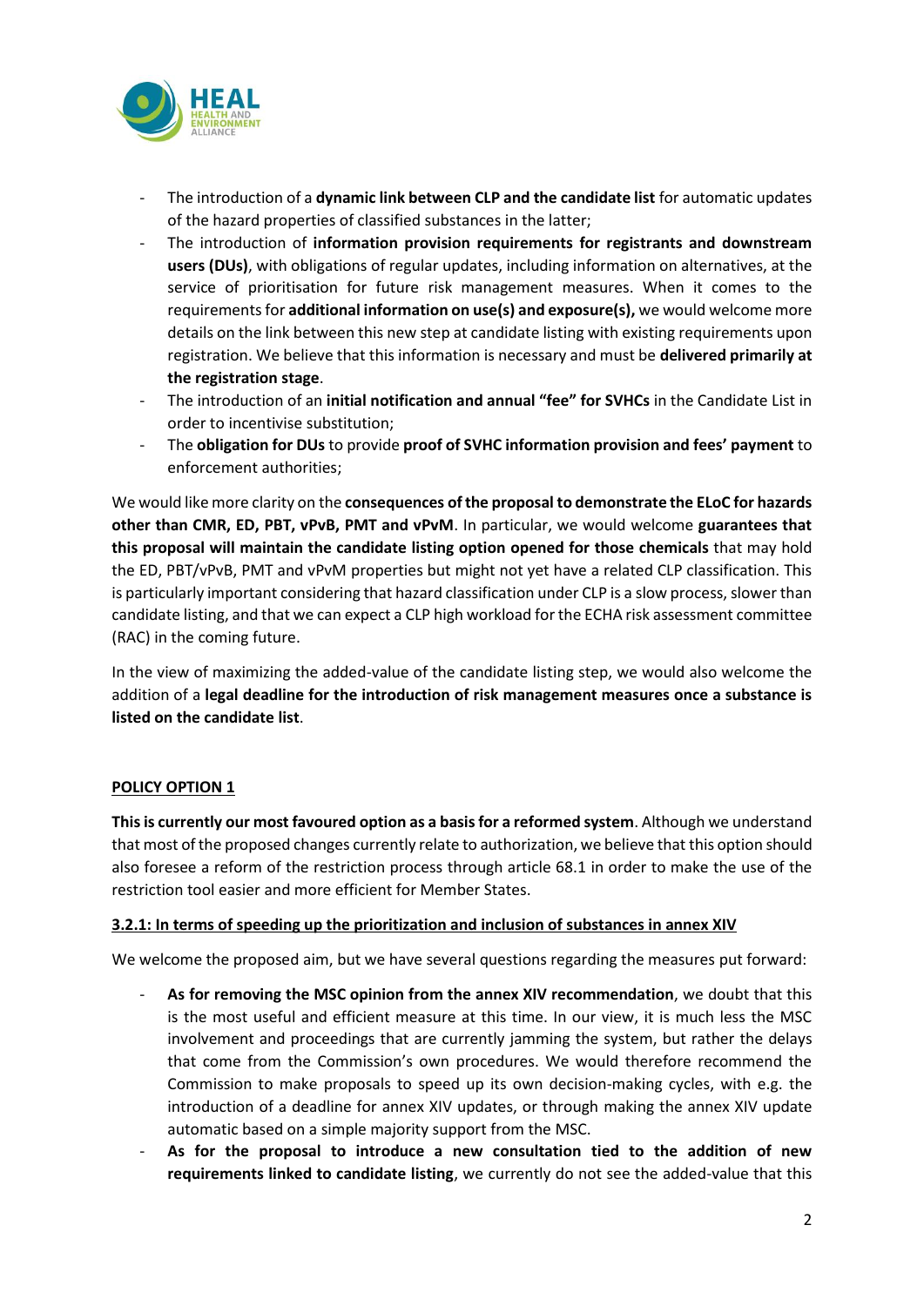- The introduction of a **dynamic link between CLP and the candidate list** for automatic updates of the hazard properties of classified substances in the latter;
- The introduction of **information provision requirements for registrants and downstream users (DUs)**, with obligations of regular updates, including information on alternatives, at the service of prioritisation for future risk management measures. When it comes to the requirements for **additional information on use(s) and exposure(s),** we would welcome more details on the link between this new step at candidate listing with existing requirements upon registration. We believe that this information is necessary and must be **delivered primarily at the registration stage**.
- The introduction of an **initial notification and annual "fee" for SVHCs** in the Candidate List in order to incentivise substitution;
- The **obligation for DUs** to provide **proof of SVHC information provision and fees' payment** to enforcement authorities;

We would like more clarity on the **consequences of the proposal to demonstrate the ELoC for hazards other than CMR, ED, PBT, vPvB, PMT and vPvM**. In particular, we would welcome **guarantees that this proposal will maintain the candidate listing option opened for those chemicals** that may hold the ED, PBT/vPvB, PMT and vPvM properties but might not yet have a related CLP classification. This is particularly important considering that hazard classification under CLP is a slow process, slower than candidate listing, and that we can expect a CLP high workload for the ECHA risk assessment committee (RAC) in the coming future.

In the view of maximizing the added-value of the candidate listing step, we would also welcome the addition of a **legal deadline for the introduction of risk management measures once a substance is listed on the candidate list**.

## POLICY OPTION 1

**This is currently our most favoured option as a basis for a reformed system**. Although we understand that most of the proposed changes currently relate to authorization, we believe that this option should also foresee a reform of the restriction process through article 68.1 in order to make the use of the restriction tool easier and more efficient for Member States.

### 3.2.1: In terms of speeding up the prioritization and inclusion of substances in annex XIV

We welcome the proposed aim, but we have several questions regarding the measures put forward:

- **As for removing the MSC opinion from the annex XIV recommendation**, we doubt that this is the most useful and efficient measure at this time. In our view, it is much less the MSC involvement and proceedings that are currently jamming the system, but rather the delays that come from the Commission's own procedures. We would therefore recommend the Commission to make proposals to speed up its own decision-making cycles, with e.g. the introduction of a deadline for annex XIV updates, or through making the annex XIV update automatic based on a simple majority support from the MSC.
- **As for the proposal to introduce a new consultation tied to the addition of new requirements linked to candidate listing**, we currently do not see the added-value that this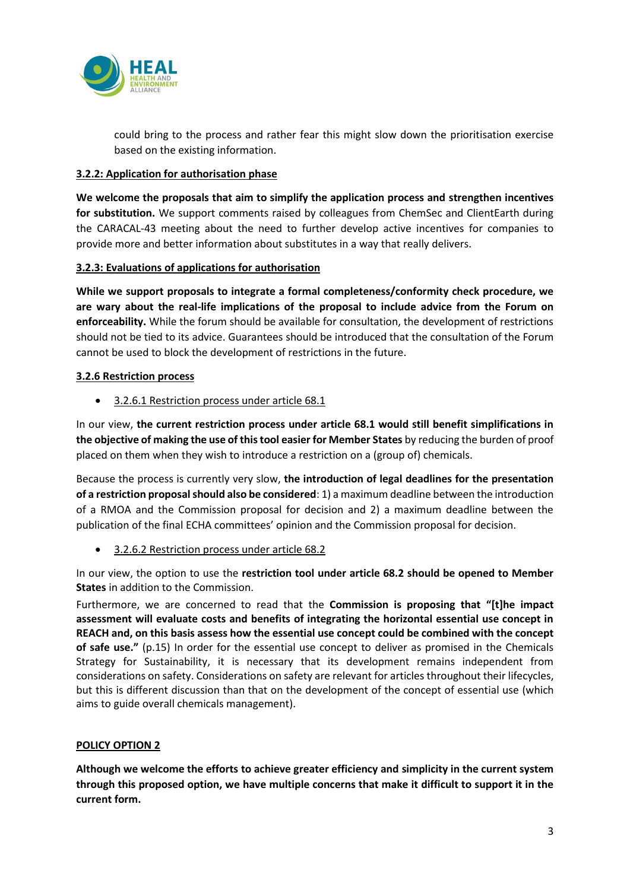could bring to the process and rather fear this might slow down the prioritisation exercise based on the existing information.

### 3.2.2: Application for authorisation phase

**We welcome the proposals that aim to simplify the application process and strengthen incentives for substitution.** We support comments raised by colleagues from ChemSec and ClientEarth during the CARACAL-43 meeting about the need to further develop active incentives for companies to provide more and better information about substitutes in a way that really delivers.

### 3.2.3: Evaluations of applications for authorisation

**While we support proposals to integrate a formal completeness/conformity check procedure, we are wary about the real-life implications of the proposal to include advice from the Forum on enforceability.** While the forum should be available for consultation, the development of restrictions should not be tied to its advice. Guarantees should be introduced that the consultation of the Forum cannot be used to block the development of restrictions in the future.

### 3.2.6 Restriction process

- 3.2.6.1 Restriction process under article 68.1

In our view, **the current restriction process under article 68.1 would still benefit simplifications in the objective of making the use of this tool easier for Member States** by reducing the burden of proof placed on them when they wish to introduce a restriction on a (group of) chemicals.

Because the process is currently very slow, **the introduction of legal deadlines for the presentation of a restriction proposal should also be considered**: 1) a maximum deadline between the introduction of a RMOA and the Commission proposal for decision and 2) a maximum deadline between the publication of the final ECHA committees' opinion and the Commission proposal for decision.

- 3.2.6.2 Restriction process under article 68.2

In our view, the option to use the **restriction tool under article 68.2 should be opened to Member States** in addition to the Commission.

Furthermore, we are concerned to read that the **Commission is proposing that "[t]he impact assessment will evaluate costs and benefits of integrating the horizontal essential use concept in REACH and, on this basis assess how the essential use concept could be combined with the concept of safe use."** (p.15) In order for the essential use concept to deliver as promised in the Chemicals Strategy for Sustainability, it is necessary that its development remains independent from considerations on safety. Considerations on safety are relevant for articles throughout their lifecycles, but this is different discussion than that on the development of the concept of essential use (which aims to guide overall chemicals management).

### POLICY OPTION 2

**Although we welcome the efforts to achieve greater efficiency and simplicity in the current system through this proposed option, we have multiple concerns that make it difficult to support it in the current form.**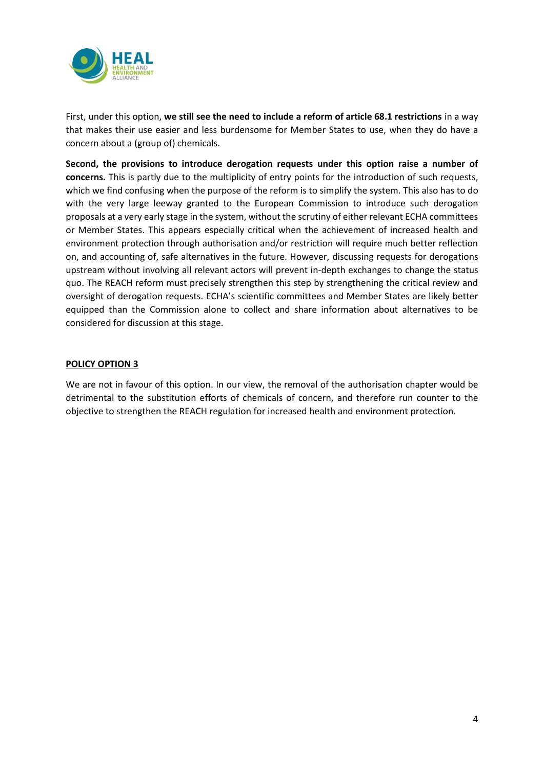First, under this option, **we still see the need to include a reform of article 68.1 restrictions** in a way that makes their use easier and less burdensome for Member States to use, when they do have a concern about a (group of) chemicals.

**Second, the provisions to introduce derogation requests under this option raise a number of concerns.** This is partly due to the multiplicity of entry points for the introduction of such requests, which we find confusing when the purpose of the reform is to simplify the system. This also has to do with the very large leeway granted to the European Commission to introduce such derogation proposals at a very early stage in the system, without the scrutiny of either relevant ECHA committees or Member States. This appears especially critical when the achievement of increased health and environment protection through authorisation and/or restriction will require much better reflection on, and accounting of, safe alternatives in the future. However, discussing requests for derogations upstream without involving all relevant actors will prevent in-depth exchanges to change the status quo. The REACH reform must precisely strengthen this step by strengthening the critical review and oversight of derogation requests. ECHA's scientific committees and Member States are likely better equipped than the Commission alone to collect and share information about alternatives to be considered for discussion at this stage.

## POLICY OPTION 3

We are not in favour of this option. In our view, the removal of the authorisation chapter would be detrimental to the substitution efforts of chemicals of concern, and therefore run counter to the objective to strengthen the REACH regulation for increased health and environment protection.